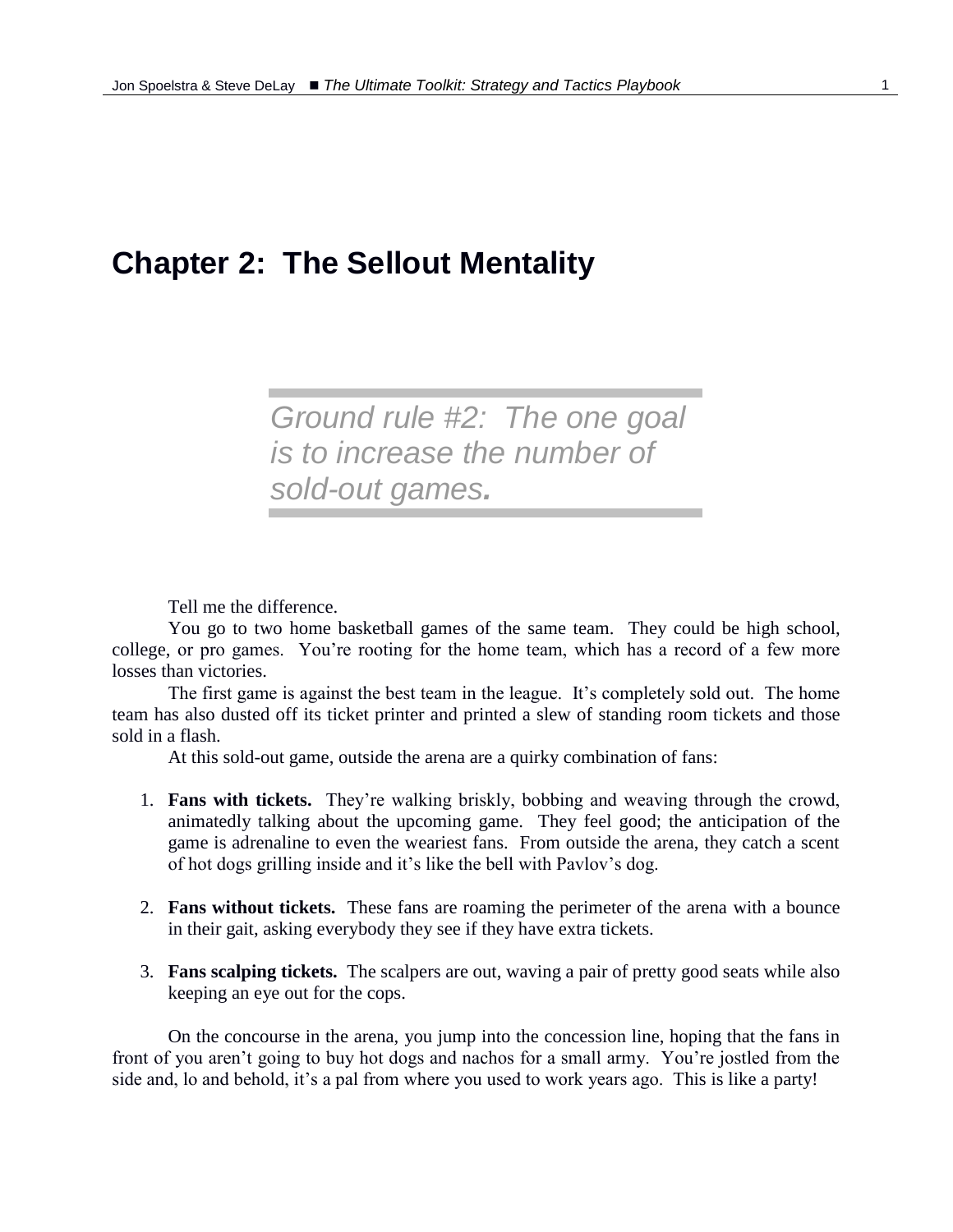# Chapter 2: The Sellout Mentality

> *Ground rule #2: The one goal is to increase the number of sold-out games.*

Tell me the difference.

You go to two home basketball games of the same team. They could be high school, college, or pro games. You're rooting for the home team, which has a record of a few more losses than victories.

The first game is against the best team in the league. It's completely sold out. The home team has also dusted off its ticket printer and printed a slew of standing room tickets and those sold in a flash.

At this sold-out game, outside the arena are a quirky combination of fans:

1. **Fans with tickets.** They're walking briskly, bobbing and weaving through the crowd, animatedly talking about the upcoming game. They feel good; the anticipation of the game is adrenaline to even the weariest fans. From outside the arena, they catch a scent of hot dogs grilling inside and it's like the bell with Pavlov's dog.

2. **Fans without tickets.** These fans are roaming the perimeter of the arena with a bounce in their gait, asking everybody they see if they have extra tickets.

3. **Fans scalping tickets.** The scalpers are out, waving a pair of pretty good seats while also keeping an eye out for the cops.

On the concourse in the arena, you jump into the concession line, hoping that the fans in front of you aren't going to buy hot dogs and nachos for a small army. You're jostled from the side and, lo and behold, it's a pal from where you used to work years ago. This is like a party!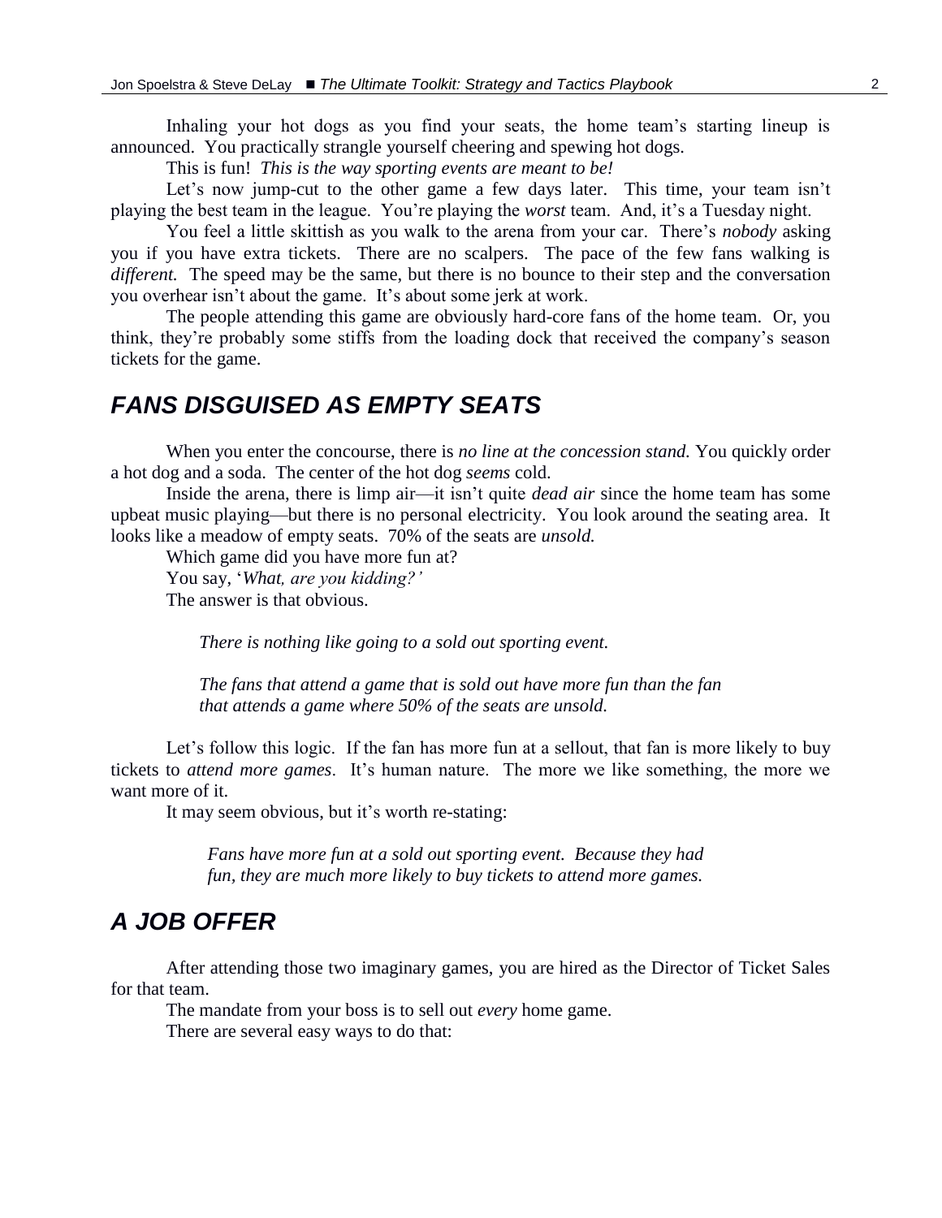Inhaling your hot dogs as you find your seats, the home team's starting lineup is announced. You practically strangle yourself cheering and spewing hot dogs.

This is fun! *This is the way sporting events are meant to be!*

Let's now jump-cut to the other game a few days later. This time, your team isn't playing the best team in the league. You're playing the *worst* team. And, it's a Tuesday night.

You feel a little skittish as you walk to the arena from your car. There's *nobody* asking you if you have extra tickets. There are no scalpers. The pace of the few fans walking is *different.* The speed may be the same, but there is no bounce to their step and the conversation you overhear isn't about the game. It's about some jerk at work.

The people attending this game are obviously hard-core fans of the home team. Or, you think, they're probably some stiffs from the loading dock that received the company's season tickets for the game.

## FANS DISGUISED AS EMPTY SEATS

When you enter the concourse, there is *no line at the concession stand.* You quickly order a hot dog and a soda. The center of the hot dog *seems* cold.

Inside the arena, there is limp air—it isn't quite *dead air* since the home team has some upbeat music playing—but there is no personal electricity. You look around the seating area. It looks like a meadow of empty seats. 70% of the seats are *unsold.*

Which game did you have more fun at?

You say, '*What, are you kidding?'*

The answer is that obvious.

> *There is nothing like going to a sold out sporting event.*
>
> *The fans that attend a game that is sold out have more fun than the fan that attends a game where 50% of the seats are unsold.*

Let's follow this logic. If the fan has more fun at a sellout, that fan is more likely to buy tickets to *attend more games*. It's human nature. The more we like something, the more we want more of it.

It may seem obvious, but it's worth re-stating:

> *Fans have more fun at a sold out sporting event. Because they had fun, they are much more likely to buy tickets to attend more games.*

## A JOB OFFER

After attending those two imaginary games, you are hired as the Director of Ticket Sales for that team.

The mandate from your boss is to sell out *every* home game.

There are several easy ways to do that: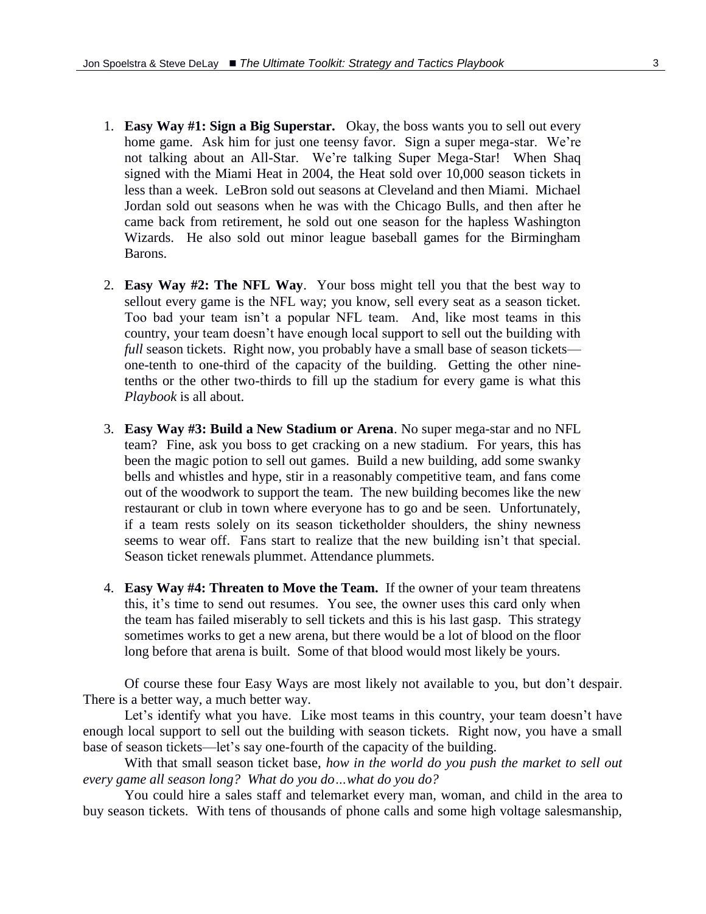1. **Easy Way #1: Sign a Big Superstar.** Okay, the boss wants you to sell out every home game. Ask him for just one teensy favor. Sign a super mega-star. We're not talking about an All-Star. We're talking Super Mega-Star! When Shaq signed with the Miami Heat in 2004, the Heat sold over 10,000 season tickets in less than a week. LeBron sold out seasons at Cleveland and then Miami. Michael Jordan sold out seasons when he was with the Chicago Bulls, and then after he came back from retirement, he sold out one season for the hapless Washington Wizards. He also sold out minor league baseball games for the Birmingham Barons.

2. **Easy Way #2: The NFL Way**. Your boss might tell you that the best way to sellout every game is the NFL way; you know, sell every seat as a season ticket. Too bad your team isn't a popular NFL team. And, like most teams in this country, your team doesn't have enough local support to sell out the building with *full* season tickets. Right now, you probably have a small base of season tickets—one-tenth to one-third of the capacity of the building. Getting the other nine-tenths or the other two-thirds to fill up the stadium for every game is what this *Playbook* is all about.

3. **Easy Way #3: Build a New Stadium or Arena**. No super mega-star and no NFL team? Fine, ask you boss to get cracking on a new stadium. For years, this has been the magic potion to sell out games. Build a new building, add some swanky bells and whistles and hype, stir in a reasonably competitive team, and fans come out of the woodwork to support the team. The new building becomes like the new restaurant or club in town where everyone has to go and be seen. Unfortunately, if a team rests solely on its season ticketholder shoulders, the shiny newness seems to wear off. Fans start to realize that the new building isn't that special. Season ticket renewals plummet. Attendance plummets.

4. **Easy Way #4: Threaten to Move the Team.** If the owner of your team threatens this, it's time to send out resumes. You see, the owner uses this card only when the team has failed miserably to sell tickets and this is his last gasp. This strategy sometimes works to get a new arena, but there would be a lot of blood on the floor long before that arena is built. Some of that blood would most likely be yours.

Of course these four Easy Ways are most likely not available to you, but don't despair. There is a better way, a much better way.

Let's identify what you have. Like most teams in this country, your team doesn't have enough local support to sell out the building with season tickets. Right now, you have a small base of season tickets—let's say one-fourth of the capacity of the building.

With that small season ticket base, *how in the world do you push the market to sell out every game all season long? What do you do…what do you do?*

You could hire a sales staff and telemarket every man, woman, and child in the area to buy season tickets. With tens of thousands of phone calls and some high voltage salesmanship,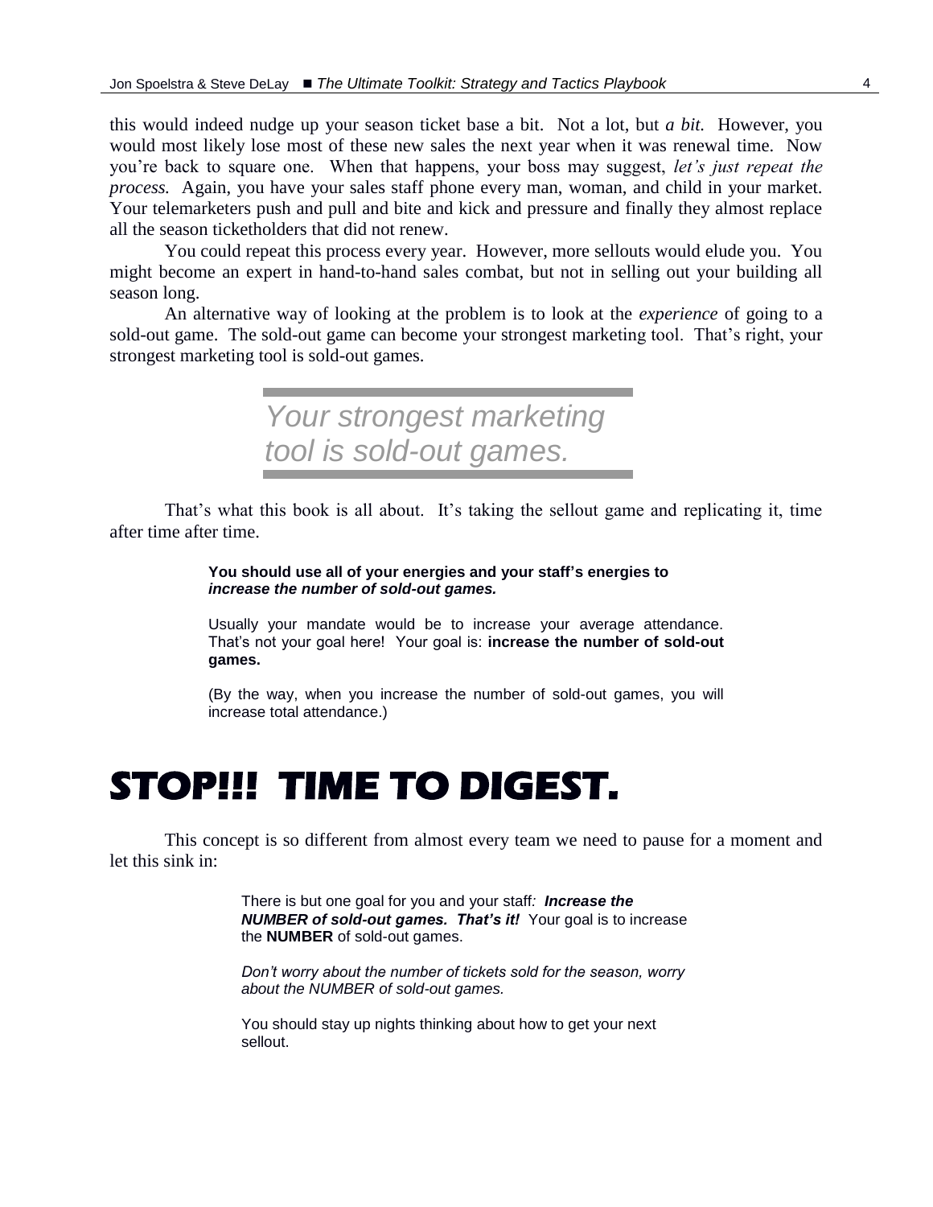this would indeed nudge up your season ticket base a bit. Not a lot, but *a bit.* However, you would most likely lose most of these new sales the next year when it was renewal time. Now you're back to square one. When that happens, your boss may suggest, *let's just repeat the process.* Again, you have your sales staff phone every man, woman, and child in your market. Your telemarketers push and pull and bite and kick and pressure and finally they almost replace all the season ticketholders that did not renew.

You could repeat this process every year. However, more sellouts would elude you. You might become an expert in hand-to-hand sales combat, but not in selling out your building all season long.

An alternative way of looking at the problem is to look at the *experience* of going to a sold-out game. The sold-out game can become your strongest marketing tool. That's right, your strongest marketing tool is sold-out games.

> *Your strongest marketing tool is sold-out games.*

That's what this book is all about. It's taking the sellout game and replicating it, time after time after time.

> **You should use all of your energies and your staff's energies to *increase the number of sold-out games.***
>
> Usually your mandate would be to increase your average attendance. That's not your goal here! Your goal is: **increase the number of sold-out games.**
>
> (By the way, when you increase the number of sold-out games, you will increase total attendance.)

# STOP!!! TIME TO DIGEST.

This concept is so different from almost every team we need to pause for a moment and let this sink in:

> There is but one goal for you and your staff: ***Increase the NUMBER of sold-out games. That's it!*** Your goal is to increase the **NUMBER** of sold-out games.
>
> *Don't worry about the number of tickets sold for the season, worry about the NUMBER of sold-out games.*
>
> You should stay up nights thinking about how to get your next sellout.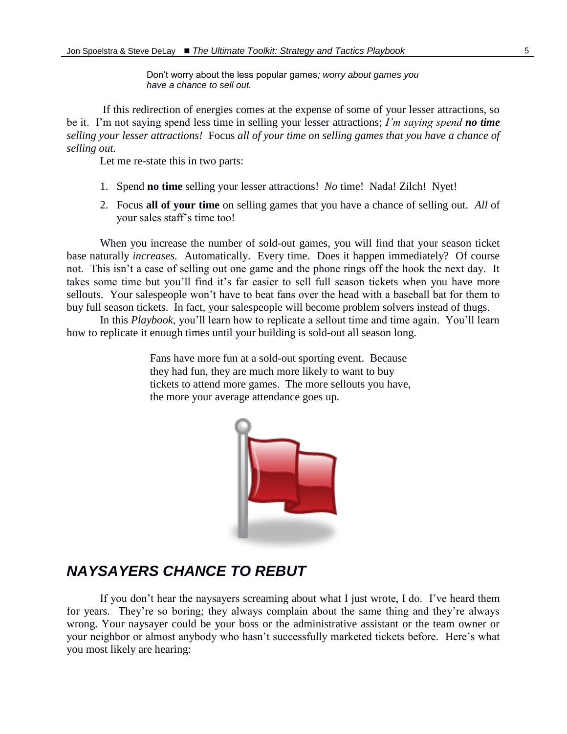Don't worry about the less popular games*; worry about games you have a chance to sell out.*

If this redirection of energies comes at the expense of some of your lesser attractions, so be it. I'm not saying spend less time in selling your lesser attractions; *I'm saying spend **no time** selling your lesser attractions!* Focus *all of your time on selling games that you have a chance of selling out.*

Let me re-state this in two parts:

1. Spend **no time** selling your lesser attractions! *No* time! Nada! Zilch! Nyet!
2. Focus **all of your time** on selling games that you have a chance of selling out. *All* of your sales staff's time too!

When you increase the number of sold-out games, you will find that your season ticket base naturally *increases.* Automatically. Every time. Does it happen immediately? Of course not. This isn't a case of selling out one game and the phone rings off the hook the next day. It takes some time but you'll find it's far easier to sell full season tickets when you have more sellouts. Your salespeople won't have to beat fans over the head with a baseball bat for them to buy full season tickets. In fact, your salespeople will become problem solvers instead of thugs.

In this *Playbook*, you'll learn how to replicate a sellout time and time again. You'll learn how to replicate it enough times until your building is sold-out all season long.

Fans have more fun at a sold-out sporting event. Because they had fun, they are much more likely to want to buy tickets to attend more games. The more sellouts you have, the more your average attendance goes up.

## *NAYSAYERS CHANCE TO REBUT*

If you don't hear the naysayers screaming about what I just wrote, I do. I've heard them for years. They're so boring; they always complain about the same thing and they're always wrong. Your naysayer could be your boss or the administrative assistant or the team owner or your neighbor or almost anybody who hasn't successfully marketed tickets before. Here's what you most likely are hearing: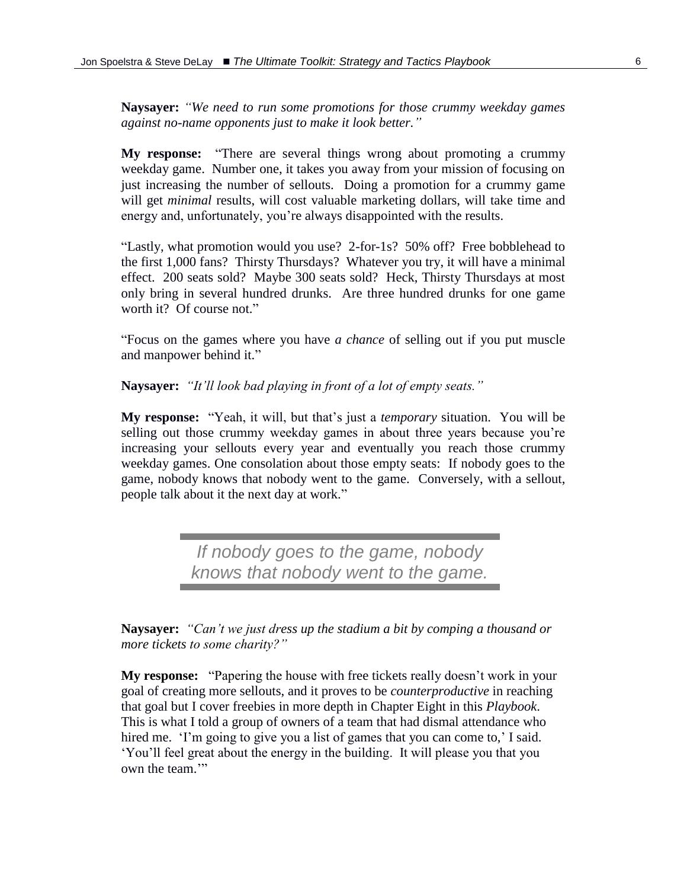**Naysayer:** *"We need to run some promotions for those crummy weekday games against no-name opponents just to make it look better."*

**My response:** "There are several things wrong about promoting a crummy weekday game. Number one, it takes you away from your mission of focusing on just increasing the number of sellouts. Doing a promotion for a crummy game will get *minimal* results, will cost valuable marketing dollars, will take time and energy and, unfortunately, you're always disappointed with the results.

"Lastly, what promotion would you use? 2-for-1s? 50% off? Free bobblehead to the first 1,000 fans? Thirsty Thursdays? Whatever you try, it will have a minimal effect. 200 seats sold? Maybe 300 seats sold? Heck, Thirsty Thursdays at most only bring in several hundred drunks. Are three hundred drunks for one game worth it? Of course not."

"Focus on the games where you have *a chance* of selling out if you put muscle and manpower behind it."

**Naysayer:** *"It'll look bad playing in front of a lot of empty seats."*

**My response:** "Yeah, it will, but that's just a *temporary* situation. You will be selling out those crummy weekday games in about three years because you're increasing your sellouts every year and eventually you reach those crummy weekday games. One consolation about those empty seats: If nobody goes to the game, nobody knows that nobody went to the game. Conversely, with a sellout, people talk about it the next day at work."

> *If nobody goes to the game, nobody knows that nobody went to the game.*

**Naysayer:** *"Can't we just dress up the stadium a bit by comping a thousand or more tickets to some charity?"*

**My response:** "Papering the house with free tickets really doesn't work in your goal of creating more sellouts, and it proves to be *counterproductive* in reaching that goal but I cover freebies in more depth in Chapter Eight in this *Playbook*. This is what I told a group of owners of a team that had dismal attendance who hired me. 'I'm going to give you a list of games that you can come to,' I said. 'You'll feel great about the energy in the building. It will please you that you own the team.'"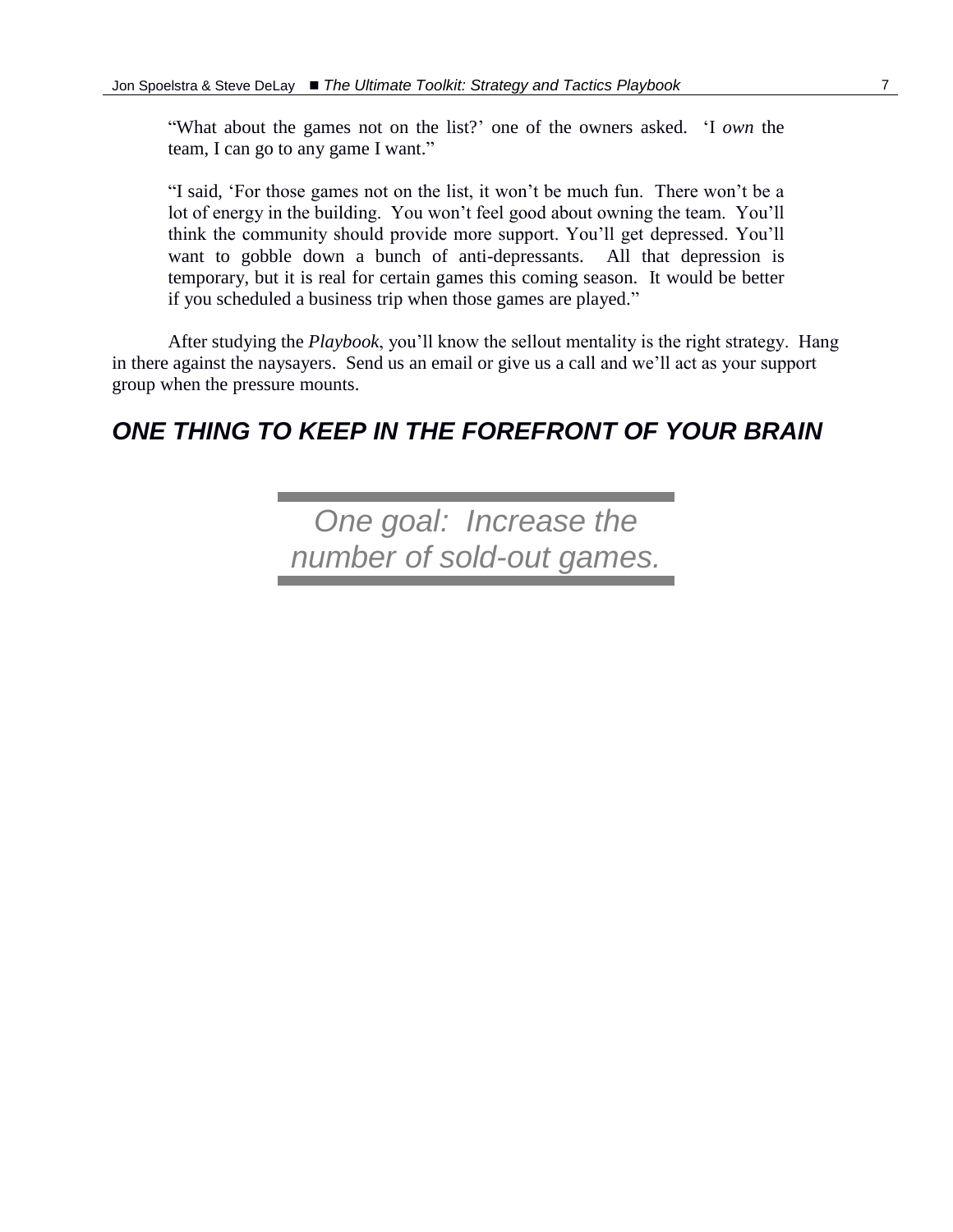> "What about the games not on the list?' one of the owners asked. 'I *own* the team, I can go to any game I want."
>
> "I said, 'For those games not on the list, it won't be much fun. There won't be a lot of energy in the building. You won't feel good about owning the team. You'll think the community should provide more support. You'll get depressed. You'll want to gobble down a bunch of anti-depressants. All that depression is temporary, but it is real for certain games this coming season. It would be better if you scheduled a business trip when those games are played."

After studying the *Playbook*, you'll know the sellout mentality is the right strategy. Hang in there against the naysayers. Send us an email or give us a call and we'll act as your support group when the pressure mounts.

## *ONE THING TO KEEP IN THE FOREFRONT OF YOUR BRAIN*

> *One goal: Increase the number of sold-out games.*